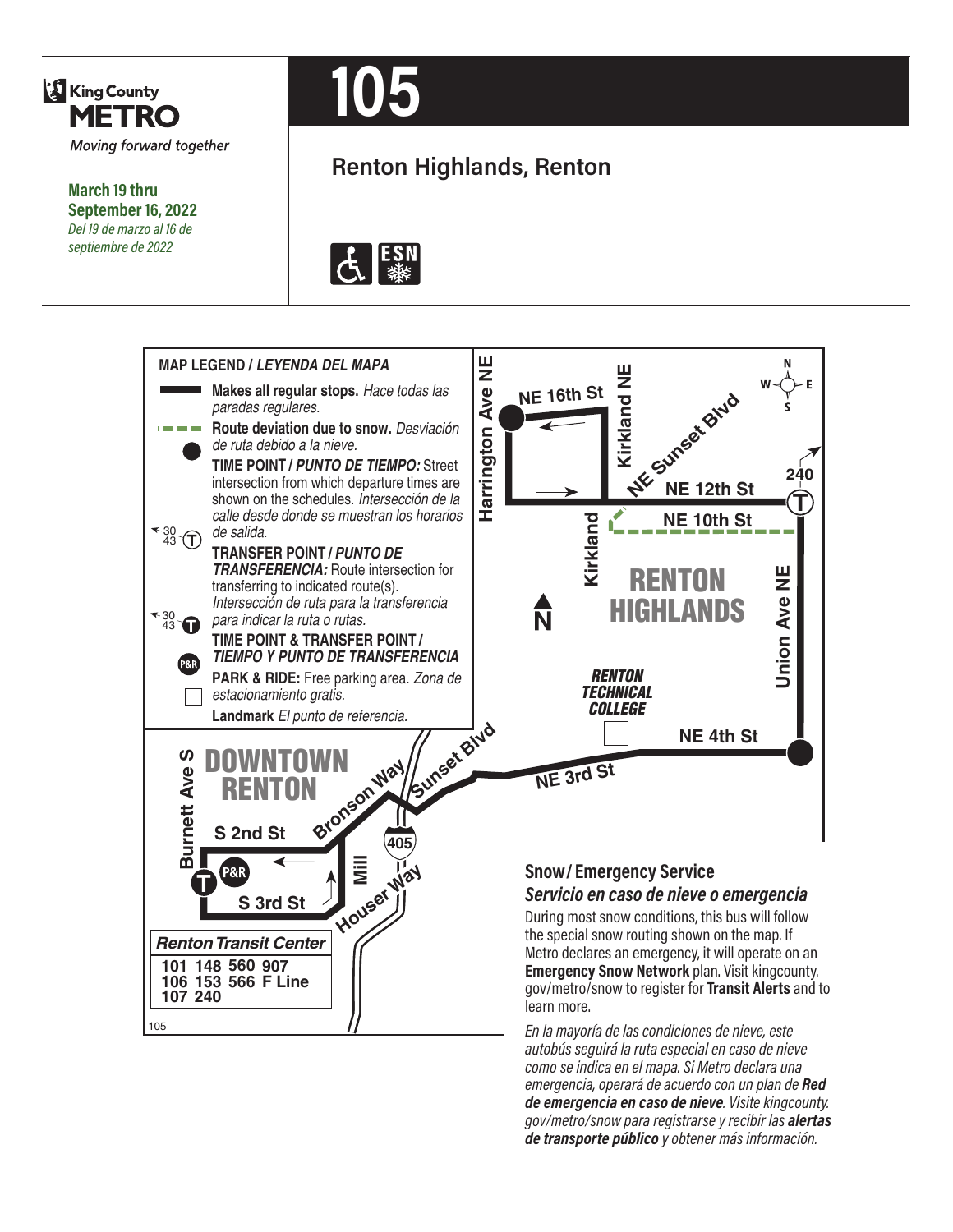King County METRO

*Moving forward together*

**March 19 thru September 16, 2022**

*Del 19 de marzo al 16 de septiembre de 2022*

# 105

## Renton Highlands, Renton

### MAP LEGEND / *LEYENDA DEL MAPA*

- **Makes all regular stops.** *Hace todas las paradas regulares.*
- **Route deviation due to snow.** *Desviación de ruta debido a la nieve.*
- **TIME POINT / *PUNTO DE TIEMPO:*** Street intersection from which departure times are shown on the schedules. *Intersección de la calle desde donde se muestran los horarios de salida.*
- **TRANSFER POINT / *PUNTO DE TRANSFERENCIA:*** Route intersection for transferring to indicated route(s). *Intersección de ruta para la transferencia para indicar la ruta o rutas.*
- **TIME POINT & TRANSFER POINT / *TIEMPO Y PUNTO DE TRANSFERENCIA***
- **PARK & RIDE:** Free parking area. *Zona de estacionamiento gratis.*
- **Landmark** *El punto de referencia.*

Harrington Ave NE, NE 16th St, Kirkland NE, NE Sunset Blvd, NE 12th St, 240, NE 10th St, Kirkland, RENTON HIGHLANDS, Union Ave NE, RENTON TECHNICAL COLLEGE, NE 4th St, NE 3rd St, Sunset Blvd, Bronson Way, 405, Houser Way, Mill, DOWNTOWN RENTON, Burnett Ave S, S 2nd St, S 3rd St, P&R

**Renton Transit Center**

101 148 560 907
106 153 566 F Line
107 240

### Snow / Emergency Service
### *Servicio en caso de nieve o emergencia*

During most snow conditions, this bus will follow the special snow routing shown on the map. If Metro declares an emergency, it will operate on an **Emergency Snow Network** plan. Visit kingcounty.gov/metro/snow to register for **Transit Alerts** and to learn more.

*En la mayoría de las condiciones de nieve, este autobús seguirá la ruta especial en caso de nieve como se indica en el mapa. Si Metro declara una emergencia, operará de acuerdo con un plan de **Red de emergencia en caso de nieve**. Visite kingcounty.gov/metro/snow para registrarse y recibir las **alertas de transporte público** y obtener más información.*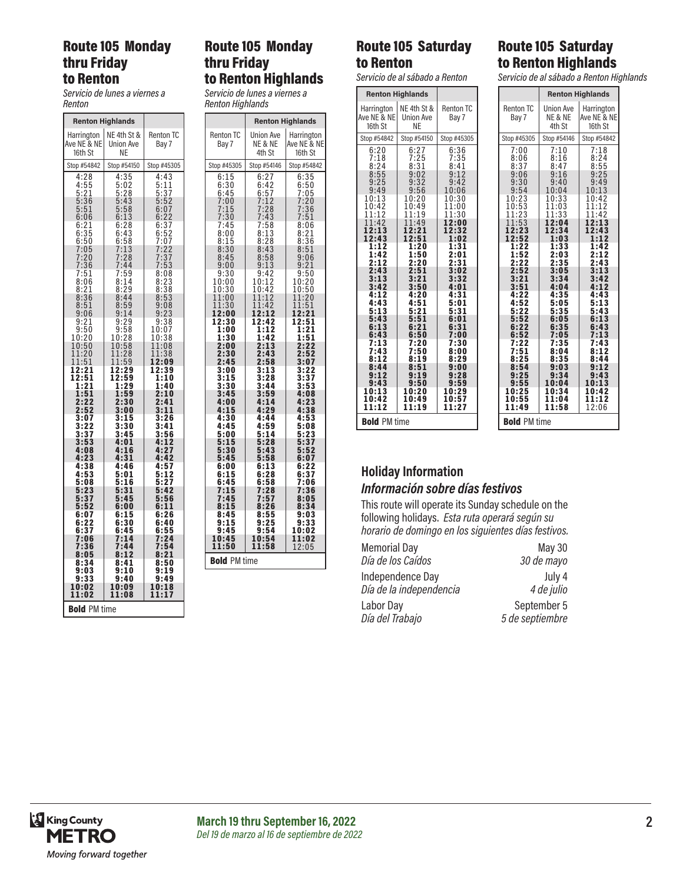## Route 105 Monday thru Friday to Renton

*Servicio de lunes a viernes a Renton*

| Renton Highlands | | |
|---|---|---|
| Harrington Ave NE & NE 16th St | NE 4th St & Union Ave NE | Renton TC Bay 7 |
| Stop #54842 | Stop #54150 | Stop #45305 |
| 4:28 | 4:35 | 4:43 |
| 4:55 | 5:02 | 5:11 |
| 5:21 | 5:28 | 5:37 |
| 5:36 | 5:43 | 5:52 |
| 5:51 | 5:58 | 6:07 |
| 6:06 | 6:13 | 6:22 |
| 6:21 | 6:28 | 6:37 |
| 6:35 | 6:43 | 6:52 |
| 6:50 | 6:58 | 7:07 |
| 7:05 | 7:13 | 7:22 |
| 7:20 | 7:28 | 7:37 |
| 7:36 | 7:44 | 7:53 |
| 7:51 | 7:59 | 8:08 |
| 8:06 | 8:14 | 8:23 |
| 8:21 | 8:29 | 8:38 |
| 8:36 | 8:44 | 8:53 |
| 8:51 | 8:59 | 9:08 |
| 9:06 | 9:14 | 9:23 |
| 9:21 | 9:29 | 9:38 |
| 9:50 | 9:58 | 10:07 |
| 10:20 | 10:28 | 10:38 |
| 10:50 | 10:58 | 11:08 |
| 11:20 | 11:28 | 11:38 |
| 11:51 | 11:59 | **12:09** |
| **12:21** | **12:29** | **12:39** |
| **12:51** | **12:59** | **1:10** |
| **1:21** | **1:29** | **1:40** |
| **1:51** | **1:59** | **2:10** |
| **2:22** | **2:30** | **2:41** |
| **2:52** | **3:00** | **3:11** |
| **3:07** | **3:15** | **3:26** |
| **3:22** | **3:30** | **3:41** |
| **3:37** | **3:45** | **3:56** |
| **3:53** | **4:01** | **4:12** |
| **4:08** | **4:16** | **4:27** |
| **4:23** | **4:31** | **4:42** |
| **4:38** | **4:46** | **4:57** |
| **4:53** | **5:01** | **5:12** |
| **5:08** | **5:16** | **5:27** |
| **5:23** | **5:31** | **5:42** |
| **5:37** | **5:45** | **5:56** |
| **5:52** | **6:00** | **6:11** |
| **6:07** | **6:15** | **6:26** |
| **6:22** | **6:30** | **6:40** |
| **6:37** | **6:45** | **6:55** |
| **7:06** | **7:14** | **7:24** |
| **7:36** | **7:44** | **7:54** |
| **8:05** | **8:12** | **8:21** |
| **8:34** | **8:41** | **8:50** |
| **9:03** | **9:10** | **9:19** |
| **9:33** | **9:40** | **9:49** |
| **10:02** | **10:09** | **10:18** |
| **11:02** | **11:08** | **11:17** |

**Bold** PM time

## Route 105 Monday thru Friday to Renton Highlands

*Servicio de lunes a viernes a Renton Highlands*

| | Renton Highlands | |
|---|---|---|
| Renton TC Bay 7 | Union Ave NE & NE 4th St | Harrington Ave NE & NE 16th St |
| Stop #45305 | Stop #54146 | Stop #54842 |
| 6:15 | 6:27 | 6:35 |
| 6:30 | 6:42 | 6:50 |
| 6:45 | 6:57 | 7:05 |
| 7:00 | 7:12 | 7:20 |
| 7:15 | 7:28 | 7:36 |
| 7:30 | 7:43 | 7:51 |
| 7:45 | 7:58 | 8:06 |
| 8:00 | 8:13 | 8:21 |
| 8:15 | 8:28 | 8:36 |
| 8:30 | 8:43 | 8:51 |
| 8:45 | 8:58 | 9:06 |
| 9:00 | 9:13 | 9:21 |
| 9:30 | 9:42 | 9:50 |
| 10:00 | 10:12 | 10:20 |
| 10:30 | 10:42 | 10:50 |
| 11:00 | 11:12 | 11:20 |
| 11:30 | 11:42 | 11:51 |
| **12:00** | **12:12** | **12:21** |
| **12:30** | **12:42** | **12:51** |
| **1:00** | **1:12** | **1:21** |
| **1:30** | **1:42** | **1:51** |
| **2:00** | **2:13** | **2:22** |
| **2:30** | **2:43** | **2:52** |
| **2:45** | **2:58** | **3:07** |
| **3:00** | **3:13** | **3:22** |
| **3:15** | **3:28** | **3:37** |
| **3:30** | **3:44** | **3:53** |
| **3:45** | **3:59** | **4:08** |
| **4:00** | **4:14** | **4:23** |
| **4:15** | **4:29** | **4:38** |
| **4:30** | **4:44** | **4:53** |
| **4:45** | **4:59** | **5:08** |
| **5:00** | **5:14** | **5:23** |
| **5:15** | **5:28** | **5:37** |
| **5:30** | **5:43** | **5:52** |
| **5:45** | **5:58** | **6:07** |
| **6:00** | **6:13** | **6:22** |
| **6:15** | **6:28** | **6:37** |
| **6:45** | **6:58** | **7:06** |
| **7:15** | **7:28** | **7:36** |
| **7:45** | **7:57** | **8:05** |
| **8:15** | **8:26** | **8:34** |
| **8:45** | **8:55** | **9:03** |
| **9:15** | **9:25** | **9:33** |
| **9:45** | **9:54** | **10:02** |
| **10:45** | **10:54** | **11:02** |
| **11:50** | **11:58** | 12:05 |

**Bold** PM time

## Route 105 Saturday to Renton

*Servicio de al sábado a Renton*

| Renton Highlands | | |
|---|---|---|
| Harrington Ave NE & NE 16th St | NE 4th St & Union Ave NE | Renton TC Bay 7 |
| Stop #54842 | Stop #54150 | Stop #45305 |
| 6:20 | 6:27 | 6:36 |
| 7:18 | 7:25 | 7:35 |
| 8:24 | 8:31 | 8:41 |
| 8:55 | 9:02 | 9:12 |
| 9:25 | 9:32 | 9:42 |
| 9:49 | 9:56 | 10:06 |
| 10:13 | 10:20 | 10:30 |
| 10:42 | 10:49 | 11:00 |
| 11:12 | 11:19 | 11:30 |
| 11:42 | 11:49 | **12:00** |
| **12:13** | **12:21** | **12:32** |
| **12:43** | **12:51** | **1:02** |
| **1:12** | **1:20** | **1:31** |
| **1:42** | **1:50** | **2:01** |
| **2:12** | **2:20** | **2:31** |
| **2:43** | **2:51** | **3:02** |
| **3:13** | **3:21** | **3:32** |
| **3:42** | **3:50** | **4:01** |
| **4:12** | **4:20** | **4:31** |
| **4:43** | **4:51** | **5:01** |
| **5:13** | **5:21** | **5:31** |
| **5:43** | **5:51** | **6:01** |
| **6:13** | **6:21** | **6:31** |
| **6:43** | **6:50** | **7:00** |
| **7:13** | **7:20** | **7:30** |
| **7:43** | **7:50** | **8:00** |
| **8:12** | **8:19** | **8:29** |
| **8:44** | **8:51** | **9:00** |
| **9:12** | **9:19** | **9:28** |
| **9:43** | **9:50** | **9:59** |
| **10:13** | **10:20** | **10:29** |
| **10:42** | **10:49** | **10:57** |
| **11:12** | **11:19** | **11:27** |

**Bold** PM time

## Route 105 Saturday to Renton Highlands

*Servicio de al sábado a Renton Highlands*

| | Renton Highlands | |
|---|---|---|
| Renton TC Bay 7 | Union Ave NE & NE 4th St | Harrington Ave NE & NE 16th St |
| Stop #45305 | Stop #54146 | Stop #54842 |
| 7:00 | 7:10 | 7:18 |
| 8:06 | 8:16 | 8:24 |
| 8:37 | 8:47 | 8:55 |
| 9:06 | 9:16 | 9:25 |
| 9:30 | 9:40 | 9:49 |
| 9:54 | 10:04 | 10:13 |
| 10:23 | 10:33 | 10:42 |
| 10:53 | 11:03 | 11:12 |
| 11:23 | 11:33 | 11:42 |
| 11:53 | **12:04** | **12:13** |
| **12:23** | **12:34** | **12:43** |
| **12:52** | **1:03** | **1:12** |
| **1:22** | **1:33** | **1:42** |
| **1:52** | **2:03** | **2:12** |
| **2:22** | **2:35** | **2:43** |
| **2:52** | **3:05** | **3:13** |
| **3:21** | **3:34** | **3:42** |
| **3:51** | **4:04** | **4:12** |
| **4:22** | **4:35** | **4:43** |
| **4:52** | **5:05** | **5:13** |
| **5:22** | **5:35** | **5:43** |
| **5:52** | **6:05** | **6:13** |
| **6:22** | **6:35** | **6:43** |
| **6:52** | **7:05** | **7:13** |
| **7:22** | **7:35** | **7:43** |
| **7:51** | **8:04** | **8:12** |
| **8:25** | **8:35** | **8:44** |
| **8:54** | **9:03** | **9:12** |
| **9:25** | **9:34** | **9:43** |
| **9:55** | **10:04** | **10:13** |
| **10:25** | **10:34** | **10:42** |
| **10:55** | **11:04** | **11:12** |
| **11:49** | **11:58** | 12:06 |

**Bold** PM time

### Holiday Information

### *Información sobre días festivos*

This route will operate its Sunday schedule on the following holidays. *Esta ruta operará según su horario de domingo en los siguientes días festivos.*

| | |
|---|---|
| Memorial Day<br>*Día de los Caídos* | May 30<br>*30 de mayo* |
| Independence Day<br>*Día de la independencia* | July 4<br>*4 de julio* |
| Labor Day<br>*Día del Trabajo* | September 5<br>*5 de septiembre* |

King County METRO
*Moving forward together*

**March 19 thru September 16, 2022**
*Del 19 de marzo al 16 de septiembre de 2022*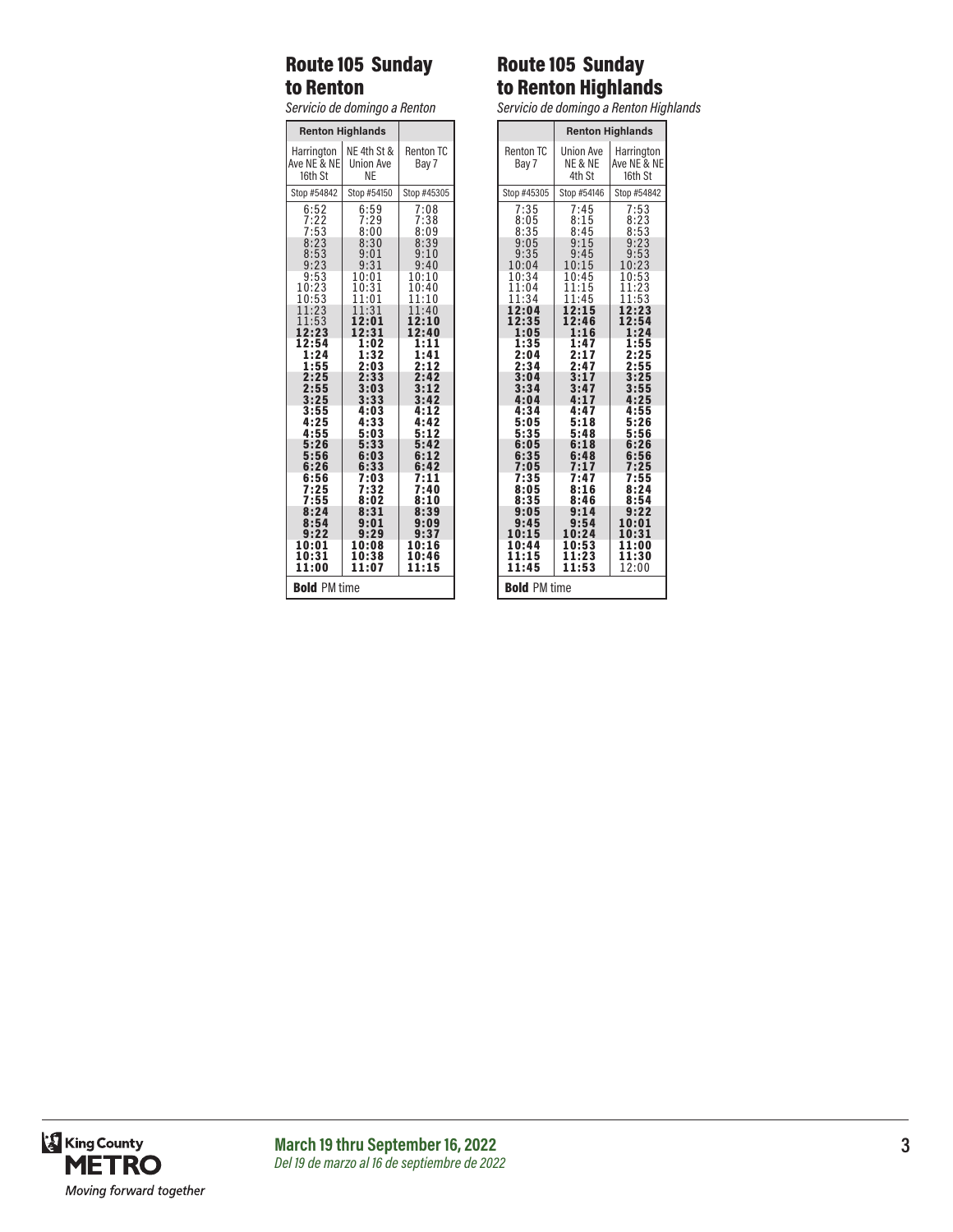## Route 105 Sunday to Renton

*Servicio de domingo a Renton*

| Renton Highlands | | |
|---|---|---|
| Harrington Ave NE & NE 16th St | NE 4th St & Union Ave NE | Renton TC Bay 7 |
| Stop #54842 | Stop #54150 | Stop #45305 |
| 6:52 | 6:59 | 7:08 |
| 7:22 | 7:29 | 7:38 |
| 7:53 | 8:00 | 8:09 |
| 8:23 | 8:30 | 8:39 |
| 8:53 | 9:01 | 9:10 |
| 9:23 | 9:31 | 9:40 |
| 9:53 | 10:01 | 10:10 |
| 10:23 | 10:31 | 10:40 |
| 10:53 | 11:01 | 11:10 |
| 11:23 | 11:31 | 11:40 |
| 11:53 | **12:01** | **12:10** |
| **12:23** | **12:31** | **12:40** |
| **12:54** | **1:02** | **1:11** |
| **1:24** | **1:32** | **1:41** |
| **1:55** | **2:03** | **2:12** |
| **2:25** | **2:33** | **2:42** |
| **2:55** | **3:03** | **3:12** |
| **3:25** | **3:33** | **3:42** |
| **3:55** | **4:03** | **4:12** |
| **4:25** | **4:33** | **4:42** |
| **4:55** | **5:03** | **5:12** |
| **5:26** | **5:33** | **5:42** |
| **5:56** | **6:03** | **6:12** |
| **6:26** | **6:33** | **6:42** |
| **6:56** | **7:03** | **7:11** |
| **7:25** | **7:32** | **7:40** |
| **7:55** | **8:02** | **8:10** |
| **8:24** | **8:31** | **8:39** |
| **8:54** | **9:01** | **9:09** |
| **9:22** | **9:29** | **9:37** |
| **10:01** | **10:08** | **10:16** |
| **10:31** | **10:38** | **10:46** |
| **11:00** | **11:07** | **11:15** |

**Bold** PM time

## Route 105 Sunday to Renton Highlands

*Servicio de domingo a Renton Highlands*

| | Renton Highlands | |
|---|---|---|
| Renton TC Bay 7 | Union Ave NE & NE 4th St | Harrington Ave NE & NE 16th St |
| Stop #45305 | Stop #54146 | Stop #54842 |
| 7:35 | 7:45 | 7:53 |
| 8:05 | 8:15 | 8:23 |
| 8:35 | 8:45 | 8:53 |
| 9:05 | 9:15 | 9:23 |
| 9:35 | 9:45 | 9:53 |
| 10:04 | 10:15 | 10:23 |
| 10:34 | 10:45 | 10:53 |
| 11:04 | 11:15 | 11:23 |
| 11:34 | 11:45 | 11:53 |
| **12:04** | **12:15** | **12:23** |
| **12:35** | **12:46** | **12:54** |
| **1:05** | **1:16** | **1:24** |
| **1:35** | **1:47** | **1:55** |
| **2:04** | **2:17** | **2:25** |
| **2:34** | **2:47** | **2:55** |
| **3:04** | **3:17** | **3:25** |
| **3:34** | **3:47** | **3:55** |
| **4:04** | **4:17** | **4:25** |
| **4:34** | **4:47** | **4:55** |
| **5:05** | **5:18** | **5:26** |
| **5:35** | **5:48** | **5:56** |
| **6:05** | **6:18** | **6:26** |
| **6:35** | **6:48** | **6:56** |
| **7:05** | **7:17** | **7:25** |
| **7:35** | **7:47** | **7:55** |
| **8:05** | **8:16** | **8:24** |
| **8:35** | **8:46** | **8:54** |
| **9:05** | **9:14** | **9:22** |
| **9:45** | **9:54** | **10:01** |
| **10:15** | **10:24** | **10:31** |
| **10:44** | **10:53** | **11:00** |
| **11:15** | **11:23** | **11:30** |
| **11:45** | **11:53** | 12:00 |

**Bold** PM time

King County METRO
*Moving forward together*

**March 19 thru September 16, 2022**
*Del 19 de marzo al 16 de septiembre de 2022*